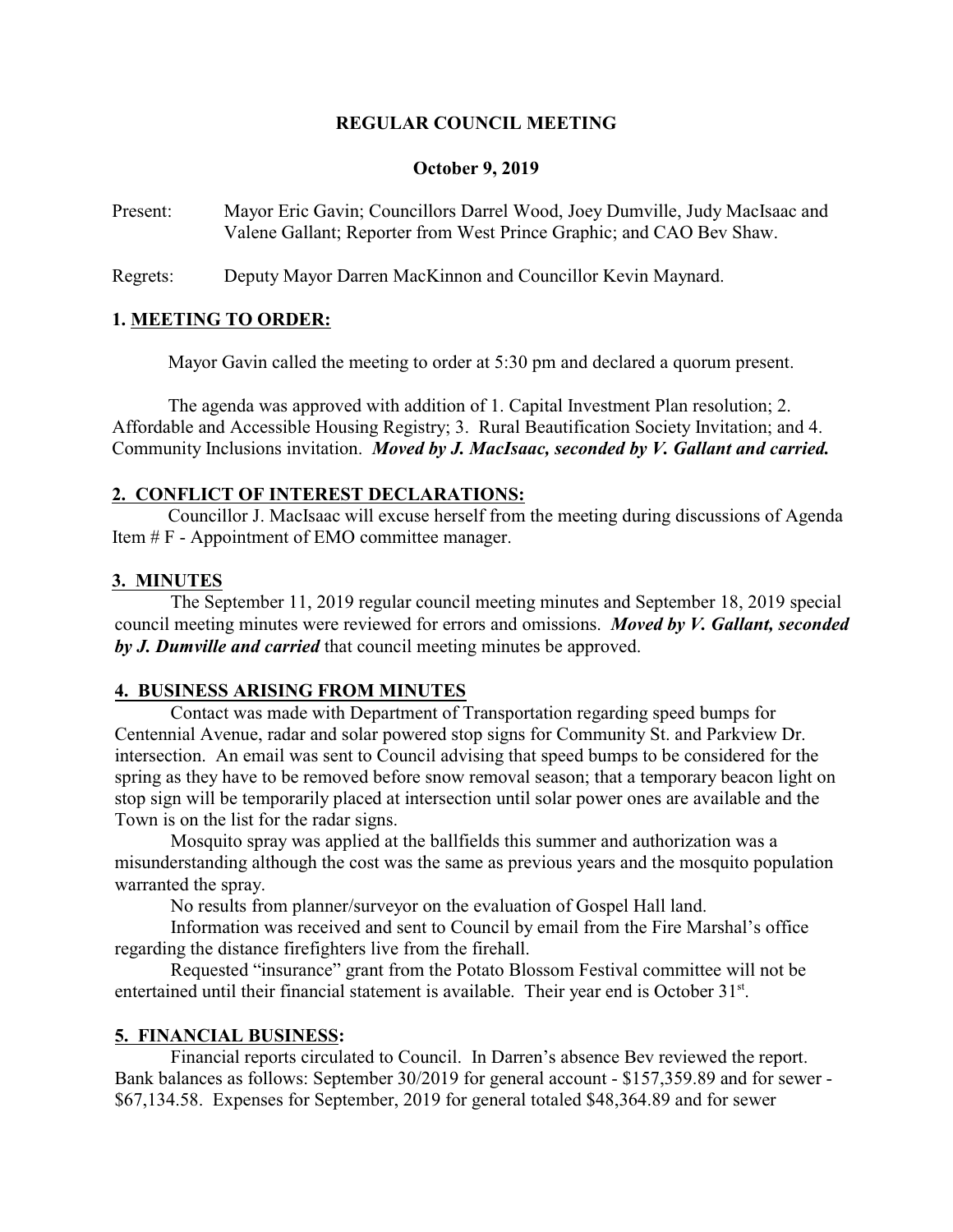**REGULAR COUNCIL MEETING**

**October 9, 2019**

Present: Mayor Eric Gavin; Councillors Darrel Wood, Joey Dumville, Judy MacIsaac and Valene Gallant; Reporter from West Prince Graphic; and CAO Bev Shaw.

Regrets: Deputy Mayor Darren MacKinnon and Councillor Kevin Maynard.

## 1. MEETING TO ORDER:

Mayor Gavin called the meeting to order at 5:30 pm and declared a quorum present.

The agenda was approved with addition of 1. Capital Investment Plan resolution; 2. Affordable and Accessible Housing Registry; 3. Rural Beautification Society Invitation; and 4. Community Inclusions invitation. ***Moved by J. MacIsaac, seconded by V. Gallant and carried.***

## 2. CONFLICT OF INTEREST DECLARATIONS:

Councillor J. MacIsaac will excuse herself from the meeting during discussions of Agenda Item # F - Appointment of EMO committee manager.

## 3. MINUTES

The September 11, 2019 regular council meeting minutes and September 18, 2019 special council meeting minutes were reviewed for errors and omissions. ***Moved by V. Gallant, seconded by J. Dumville and carried*** that council meeting minutes be approved.

## 4. BUSINESS ARISING FROM MINUTES

Contact was made with Department of Transportation regarding speed bumps for Centennial Avenue, radar and solar powered stop signs for Community St. and Parkview Dr. intersection. An email was sent to Council advising that speed bumps to be considered for the spring as they have to be removed before snow removal season; that a temporary beacon light on stop sign will be temporarily placed at intersection until solar power ones are available and the Town is on the list for the radar signs.

Mosquito spray was applied at the ballfields this summer and authorization was a misunderstanding although the cost was the same as previous years and the mosquito population warranted the spray.

No results from planner/surveyor on the evaluation of Gospel Hall land.

Information was received and sent to Council by email from the Fire Marshal's office regarding the distance firefighters live from the firehall.

Requested "insurance" grant from the Potato Blossom Festival committee will not be entertained until their financial statement is available. Their year end is October 31st.

## 5. FINANCIAL BUSINESS:

Financial reports circulated to Council. In Darren's absence Bev reviewed the report. Bank balances as follows: September 30/2019 for general account - $157,359.89 and for sewer - $67,134.58. Expenses for September, 2019 for general totaled $48,364.89 and for sewer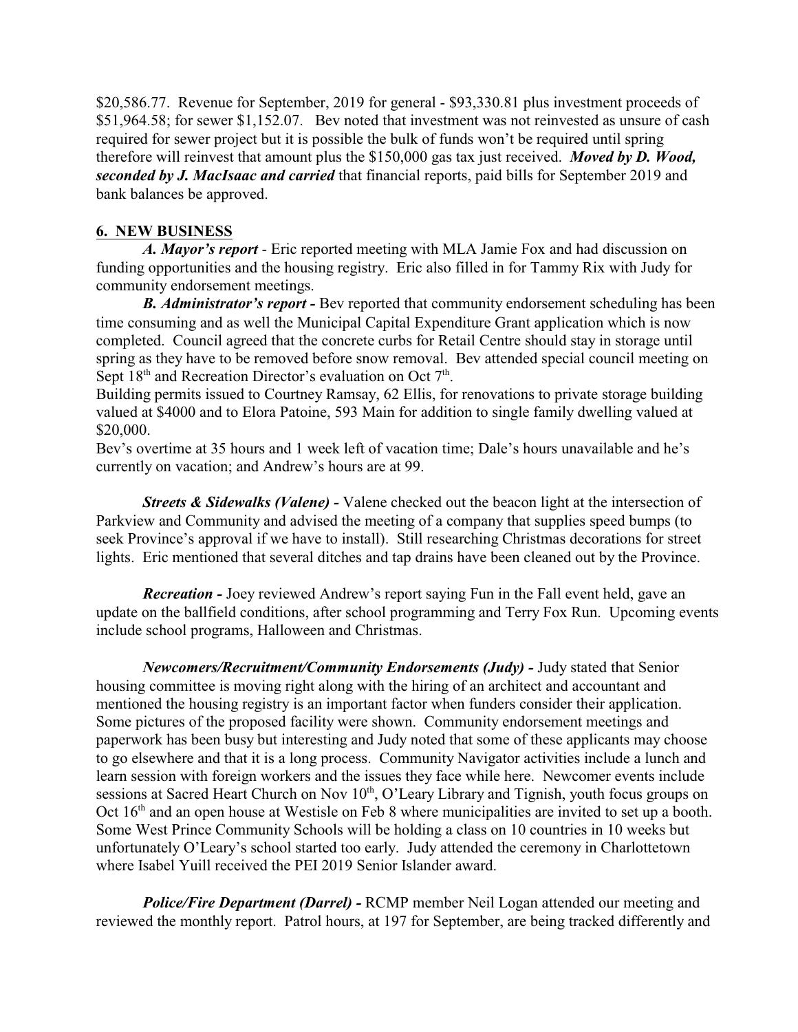$20,586.77. Revenue for September, 2019 for general - $93,330.81 plus investment proceeds of $51,964.58; for sewer $1,152.07. Bev noted that investment was not reinvested as unsure of cash required for sewer project but it is possible the bulk of funds won't be required until spring therefore will reinvest that amount plus the $150,000 gas tax just received. ***Moved by D. Wood, seconded by J. MacIsaac and carried*** that financial reports, paid bills for September 2019 and bank balances be approved.

## 6. NEW BUSINESS

***A. Mayor's report*** - Eric reported meeting with MLA Jamie Fox and had discussion on funding opportunities and the housing registry. Eric also filled in for Tammy Rix with Judy for community endorsement meetings.

***B. Administrator's report -*** Bev reported that community endorsement scheduling has been time consuming and as well the Municipal Capital Expenditure Grant application which is now completed. Council agreed that the concrete curbs for Retail Centre should stay in storage until spring as they have to be removed before snow removal. Bev attended special council meeting on Sept 18th and Recreation Director's evaluation on Oct 7th.

Building permits issued to Courtney Ramsay, 62 Ellis, for renovations to private storage building valued at $4000 and to Elora Patoine, 593 Main for addition to single family dwelling valued at $20,000.

Bev's overtime at 35 hours and 1 week left of vacation time; Dale's hours unavailable and he's currently on vacation; and Andrew's hours are at 99.

***Streets & Sidewalks (Valene) -*** Valene checked out the beacon light at the intersection of Parkview and Community and advised the meeting of a company that supplies speed bumps (to seek Province's approval if we have to install). Still researching Christmas decorations for street lights. Eric mentioned that several ditches and tap drains have been cleaned out by the Province.

***Recreation -*** Joey reviewed Andrew's report saying Fun in the Fall event held, gave an update on the ballfield conditions, after school programming and Terry Fox Run. Upcoming events include school programs, Halloween and Christmas.

***Newcomers/Recruitment/Community Endorsements (Judy) -*** Judy stated that Senior housing committee is moving right along with the hiring of an architect and accountant and mentioned the housing registry is an important factor when funders consider their application. Some pictures of the proposed facility were shown. Community endorsement meetings and paperwork has been busy but interesting and Judy noted that some of these applicants may choose to go elsewhere and that it is a long process. Community Navigator activities include a lunch and learn session with foreign workers and the issues they face while here. Newcomer events include sessions at Sacred Heart Church on Nov 10th, O'Leary Library and Tignish, youth focus groups on Oct 16th and an open house at Westisle on Feb 8 where municipalities are invited to set up a booth. Some West Prince Community Schools will be holding a class on 10 countries in 10 weeks but unfortunately O'Leary's school started too early. Judy attended the ceremony in Charlottetown where Isabel Yuill received the PEI 2019 Senior Islander award.

***Police/Fire Department (Darrel) -*** RCMP member Neil Logan attended our meeting and reviewed the monthly report. Patrol hours, at 197 for September, are being tracked differently and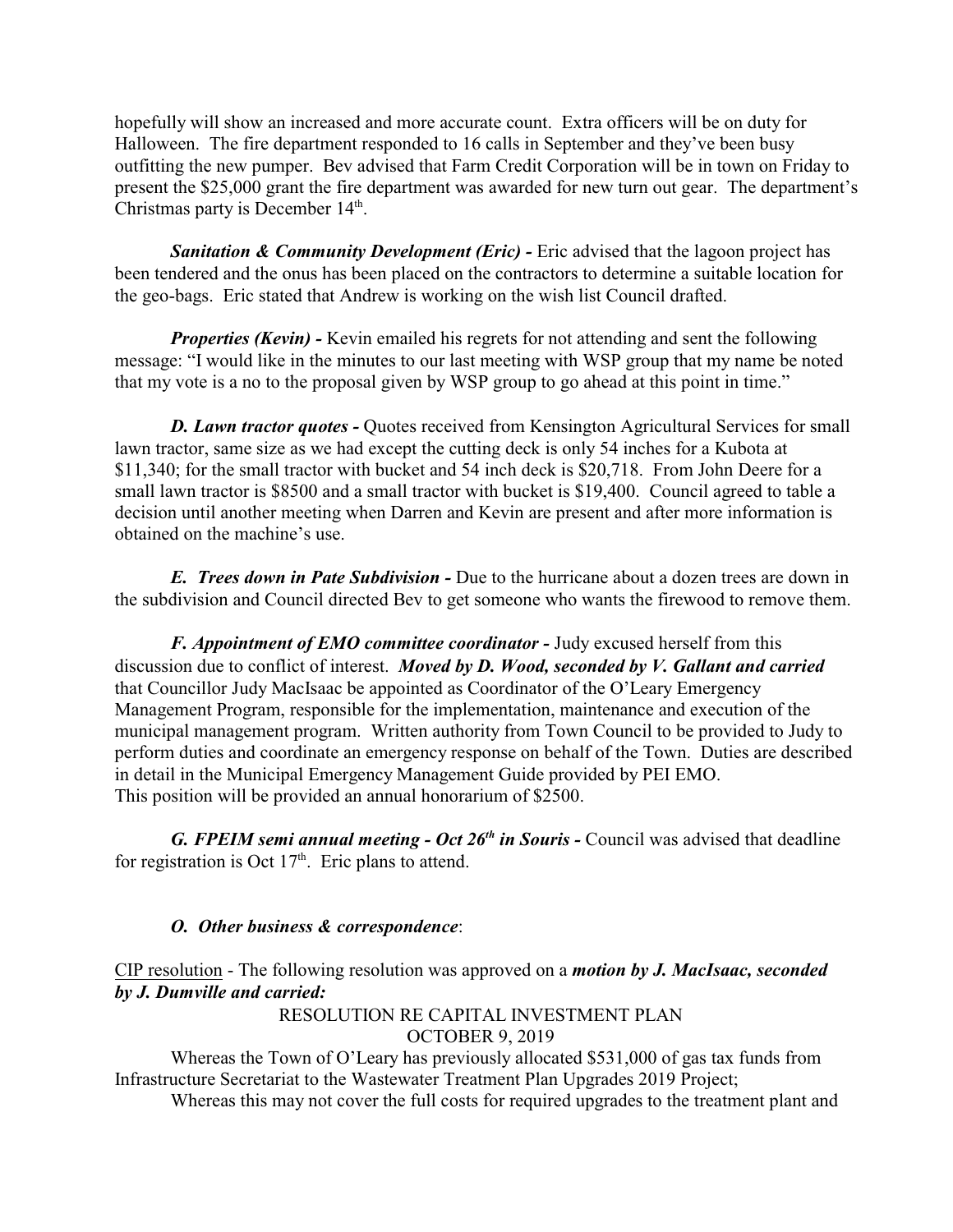hopefully will show an increased and more accurate count. Extra officers will be on duty for Halloween. The fire department responded to 16 calls in September and they've been busy outfitting the new pumper. Bev advised that Farm Credit Corporation will be in town on Friday to present the $25,000 grant the fire department was awarded for new turn out gear. The department's Christmas party is December 14th.

***Sanitation & Community Development (Eric) -*** Eric advised that the lagoon project has been tendered and the onus has been placed on the contractors to determine a suitable location for the geo-bags. Eric stated that Andrew is working on the wish list Council drafted.

***Properties (Kevin) -*** Kevin emailed his regrets for not attending and sent the following message: "I would like in the minutes to our last meeting with WSP group that my name be noted that my vote is a no to the proposal given by WSP group to go ahead at this point in time."

***D. Lawn tractor quotes -*** Quotes received from Kensington Agricultural Services for small lawn tractor, same size as we had except the cutting deck is only 54 inches for a Kubota at $11,340; for the small tractor with bucket and 54 inch deck is $20,718. From John Deere for a small lawn tractor is $8500 and a small tractor with bucket is $19,400. Council agreed to table a decision until another meeting when Darren and Kevin are present and after more information is obtained on the machine's use.

***E. Trees down in Pate Subdivision -*** Due to the hurricane about a dozen trees are down in the subdivision and Council directed Bev to get someone who wants the firewood to remove them.

***F. Appointment of EMO committee coordinator -*** Judy excused herself from this discussion due to conflict of interest. ***Moved by D. Wood, seconded by V. Gallant and carried*** that Councillor Judy MacIsaac be appointed as Coordinator of the O'Leary Emergency Management Program, responsible for the implementation, maintenance and execution of the municipal management program. Written authority from Town Council to be provided to Judy to perform duties and coordinate an emergency response on behalf of the Town. Duties are described in detail in the Municipal Emergency Management Guide provided by PEI EMO. This position will be provided an annual honorarium of $2500.

***G. FPEIM semi annual meeting - Oct 26th in Souris -*** Council was advised that deadline for registration is Oct 17th. Eric plans to attend.

***O. Other business & correspondence***:

CIP resolution - The following resolution was approved on a ***motion by J. MacIsaac, seconded by J. Dumville and carried:***

RESOLUTION RE CAPITAL INVESTMENT PLAN
OCTOBER 9, 2019

Whereas the Town of O'Leary has previously allocated $531,000 of gas tax funds from Infrastructure Secretariat to the Wastewater Treatment Plan Upgrades 2019 Project;

Whereas this may not cover the full costs for required upgrades to the treatment plant and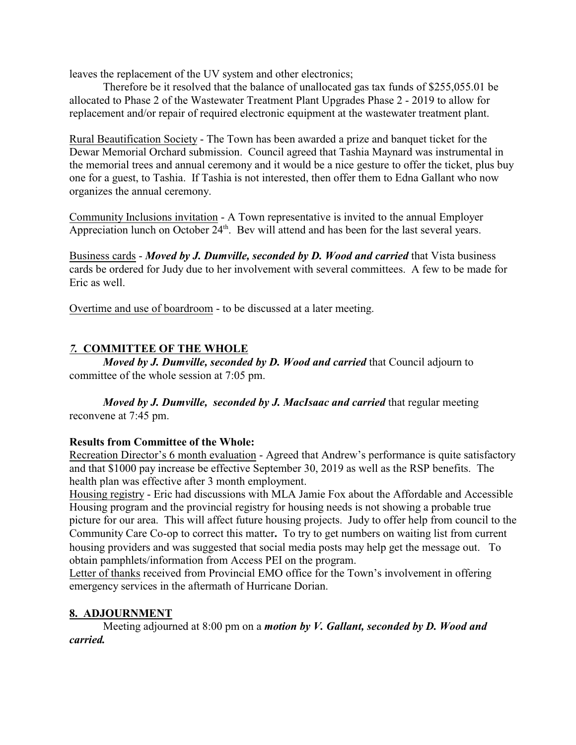leaves the replacement of the UV system and other electronics;

Therefore be it resolved that the balance of unallocated gas tax funds of $255,055.01 be allocated to Phase 2 of the Wastewater Treatment Plant Upgrades Phase 2 - 2019 to allow for replacement and/or repair of required electronic equipment at the wastewater treatment plant.

Rural Beautification Society - The Town has been awarded a prize and banquet ticket for the Dewar Memorial Orchard submission. Council agreed that Tashia Maynard was instrumental in the memorial trees and annual ceremony and it would be a nice gesture to offer the ticket, plus buy one for a guest, to Tashia. If Tashia is not interested, then offer them to Edna Gallant who now organizes the annual ceremony.

Community Inclusions invitation - A Town representative is invited to the annual Employer Appreciation lunch on October 24th. Bev will attend and has been for the last several years.

Business cards - ***Moved by J. Dumville, seconded by D. Wood and carried*** that Vista business cards be ordered for Judy due to her involvement with several committees. A few to be made for Eric as well.

Overtime and use of boardroom - to be discussed at a later meeting.

## *7.* COMMITTEE OF THE WHOLE

***Moved by J. Dumville, seconded by D. Wood and carried*** that Council adjourn to committee of the whole session at 7:05 pm.

***Moved by J. Dumville, seconded by J. MacIsaac and carried*** that regular meeting reconvene at 7:45 pm.

**Results from Committee of the Whole:**

Recreation Director's 6 month evaluation - Agreed that Andrew's performance is quite satisfactory and that $1000 pay increase be effective September 30, 2019 as well as the RSP benefits. The health plan was effective after 3 month employment.

Housing registry - Eric had discussions with MLA Jamie Fox about the Affordable and Accessible Housing program and the provincial registry for housing needs is not showing a probable true picture for our area. This will affect future housing projects. Judy to offer help from council to the Community Care Co-op to correct this matter**.** To try to get numbers on waiting list from current housing providers and was suggested that social media posts may help get the message out. To obtain pamphlets/information from Access PEI on the program.

Letter of thanks received from Provincial EMO office for the Town's involvement in offering emergency services in the aftermath of Hurricane Dorian.

## 8. ADJOURNMENT

Meeting adjourned at 8:00 pm on a ***motion by V. Gallant, seconded by D. Wood and carried.***